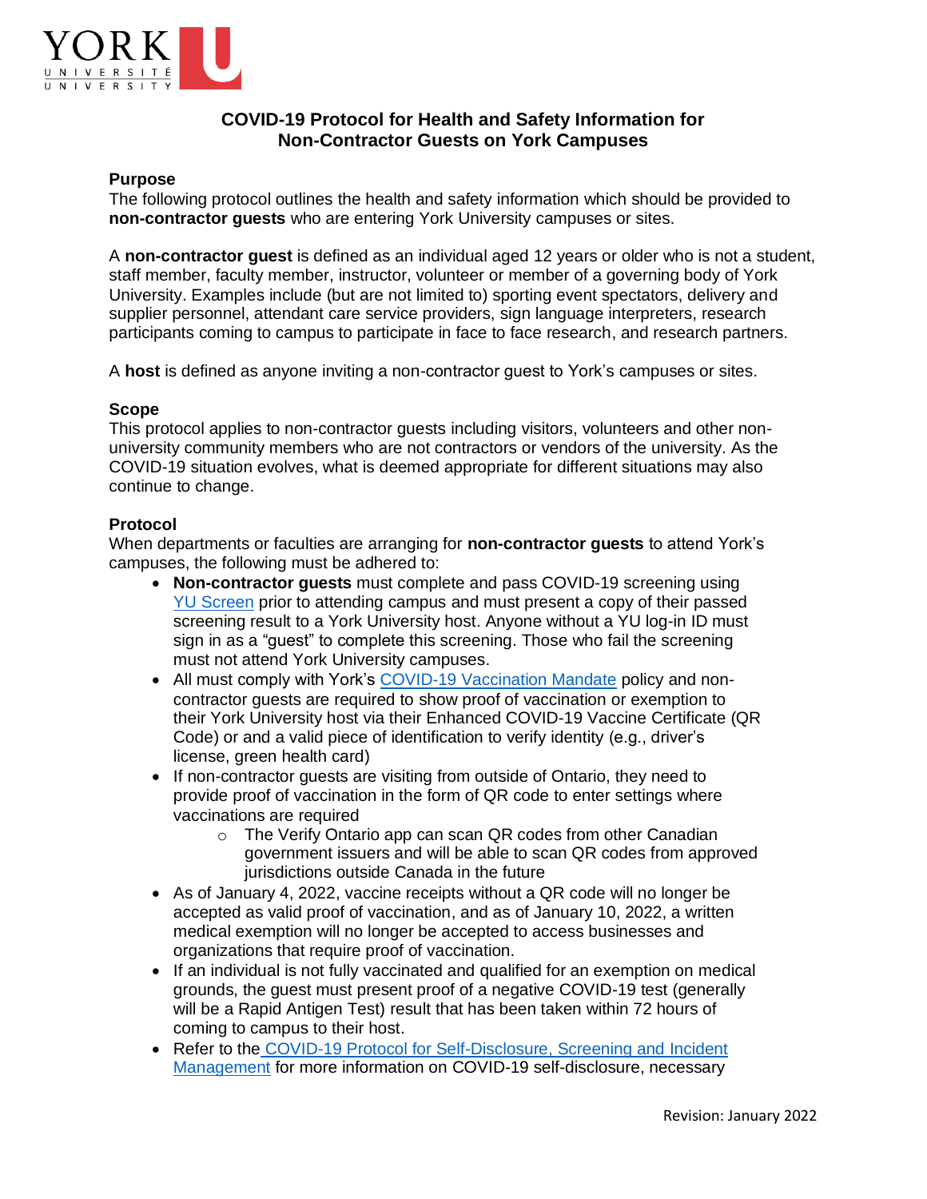# COVID-19 Protocol for Health and Safety Information for Non-Contractor Guests on York Campuses

### Purpose

The following protocol outlines the health and safety information which should be provided to **non-contractor guests** who are entering York University campuses or sites.

A **non-contractor guest** is defined as an individual aged 12 years or older who is not a student, staff member, faculty member, instructor, volunteer or member of a governing body of York University. Examples include (but are not limited to) sporting event spectators, delivery and supplier personnel, attendant care service providers, sign language interpreters, research participants coming to campus to participate in face to face research, and research partners.

A **host** is defined as anyone inviting a non-contractor guest to York's campuses or sites.

### Scope

This protocol applies to non-contractor guests including visitors, volunteers and other non-university community members who are not contractors or vendors of the university. As the COVID-19 situation evolves, what is deemed appropriate for different situations may also continue to change.

### Protocol

When departments or faculties are arranging for **non-contractor guests** to attend York's campuses, the following must be adhered to:

- **Non-contractor guests** must complete and pass COVID-19 screening using YU Screen prior to attending campus and must present a copy of their passed screening result to a York University host. Anyone without a YU log-in ID must sign in as a "guest" to complete this screening. Those who fail the screening must not attend York University campuses.
- All must comply with York's COVID-19 Vaccination Mandate policy and non-contractor guests are required to show proof of vaccination or exemption to their York University host via their Enhanced COVID-19 Vaccine Certificate (QR Code) or and a valid piece of identification to verify identity (e.g., driver's license, green health card)
- If non-contractor guests are visiting from outside of Ontario, they need to provide proof of vaccination in the form of QR code to enter settings where vaccinations are required
  - The Verify Ontario app can scan QR codes from other Canadian government issuers and will be able to scan QR codes from approved jurisdictions outside Canada in the future
- As of January 4, 2022, vaccine receipts without a QR code will no longer be accepted as valid proof of vaccination, and as of January 10, 2022, a written medical exemption will no longer be accepted to access businesses and organizations that require proof of vaccination.
- If an individual is not fully vaccinated and qualified for an exemption on medical grounds, the guest must present proof of a negative COVID-19 test (generally will be a Rapid Antigen Test) result that has been taken within 72 hours of coming to campus to their host.
- Refer to the COVID-19 Protocol for Self-Disclosure, Screening and Incident Management for more information on COVID-19 self-disclosure, necessary

Revision: January 2022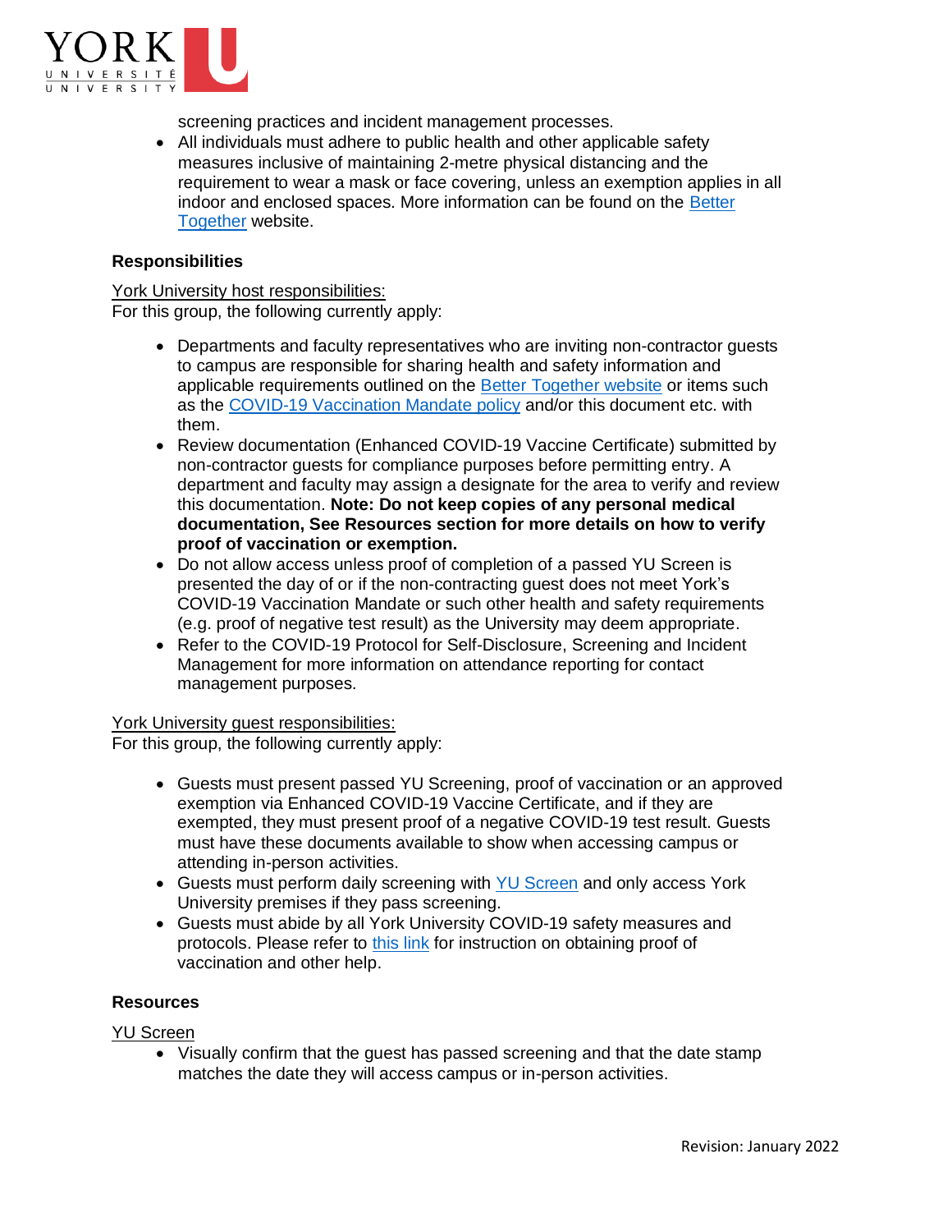screening practices and incident management processes.

- All individuals must adhere to public health and other applicable safety measures inclusive of maintaining 2-metre physical distancing and the requirement to wear a mask or face covering, unless an exemption applies in all indoor and enclosed spaces. More information can be found on the Better Together website.

### Responsibilities

York University host responsibilities:
For this group, the following currently apply:

- Departments and faculty representatives who are inviting non-contractor guests to campus are responsible for sharing health and safety information and applicable requirements outlined on the Better Together website or items such as the COVID-19 Vaccination Mandate policy and/or this document etc. with them.
- Review documentation (Enhanced COVID-19 Vaccine Certificate) submitted by non-contractor guests for compliance purposes before permitting entry. A department and faculty may assign a designate for the area to verify and review this documentation. **Note: Do not keep copies of any personal medical documentation, See Resources section for more details on how to verify proof of vaccination or exemption.**
- Do not allow access unless proof of completion of a passed YU Screen is presented the day of or if the non-contracting guest does not meet York's COVID-19 Vaccination Mandate or such other health and safety requirements (e.g. proof of negative test result) as the University may deem appropriate.
- Refer to the COVID-19 Protocol for Self-Disclosure, Screening and Incident Management for more information on attendance reporting for contact management purposes.

York University guest responsibilities:
For this group, the following currently apply:

- Guests must present passed YU Screening, proof of vaccination or an approved exemption via Enhanced COVID-19 Vaccine Certificate, and if they are exempted, they must present proof of a negative COVID-19 test result. Guests must have these documents available to show when accessing campus or attending in-person activities.
- Guests must perform daily screening with YU Screen and only access York University premises if they pass screening.
- Guests must abide by all York University COVID-19 safety measures and protocols. Please refer to this link for instruction on obtaining proof of vaccination and other help.

### Resources

YU Screen

- Visually confirm that the guest has passed screening and that the date stamp matches the date they will access campus or in-person activities.

Revision: January 2022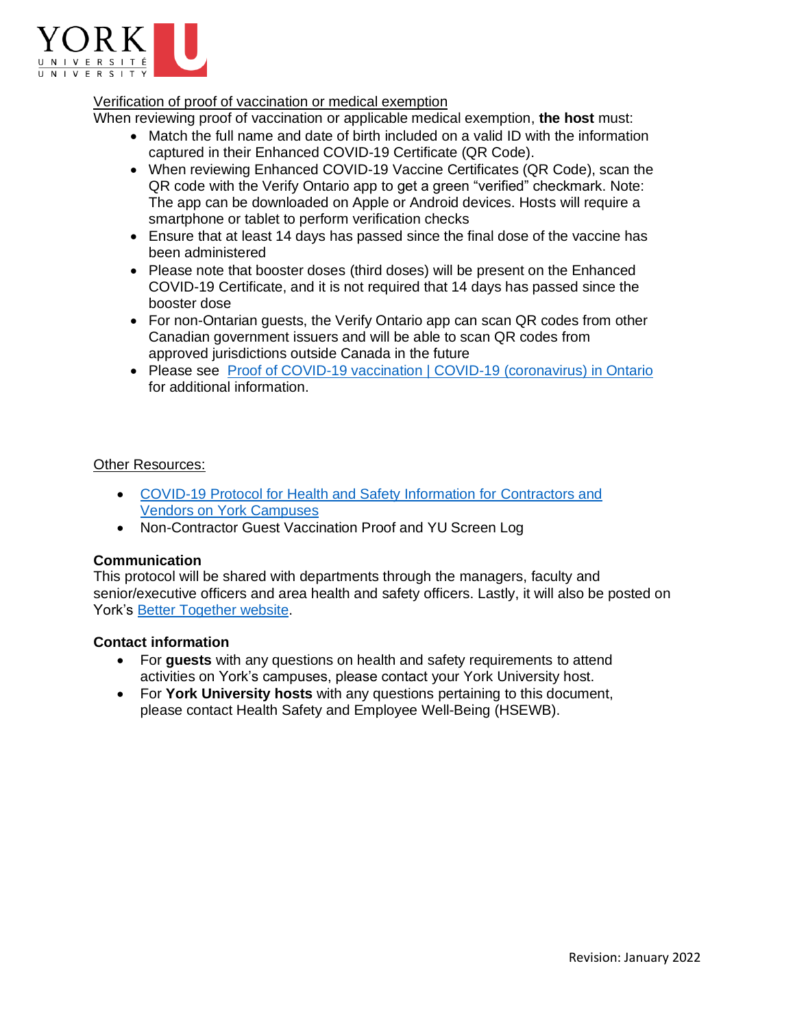Verification of proof of vaccination or medical exemption

When reviewing proof of vaccination or applicable medical exemption, **the host** must:

- Match the full name and date of birth included on a valid ID with the information captured in their Enhanced COVID-19 Certificate (QR Code).
- When reviewing Enhanced COVID-19 Vaccine Certificates (QR Code), scan the QR code with the Verify Ontario app to get a green "verified" checkmark. Note: The app can be downloaded on Apple or Android devices. Hosts will require a smartphone or tablet to perform verification checks
- Ensure that at least 14 days has passed since the final dose of the vaccine has been administered
- Please note that booster doses (third doses) will be present on the Enhanced COVID-19 Certificate, and it is not required that 14 days has passed since the booster dose
- For non-Ontarian guests, the Verify Ontario app can scan QR codes from other Canadian government issuers and will be able to scan QR codes from approved jurisdictions outside Canada in the future
- Please see Proof of COVID-19 vaccination | COVID-19 (coronavirus) in Ontario for additional information.

Other Resources:

- COVID-19 Protocol for Health and Safety Information for Contractors and Vendors on York Campuses
- Non-Contractor Guest Vaccination Proof and YU Screen Log

**Communication**

This protocol will be shared with departments through the managers, faculty and senior/executive officers and area health and safety officers. Lastly, it will also be posted on York's Better Together website.

**Contact information**

- For **guests** with any questions on health and safety requirements to attend activities on York's campuses, please contact your York University host.
- For **York University hosts** with any questions pertaining to this document, please contact Health Safety and Employee Well-Being (HSEWB).

Revision: January 2022